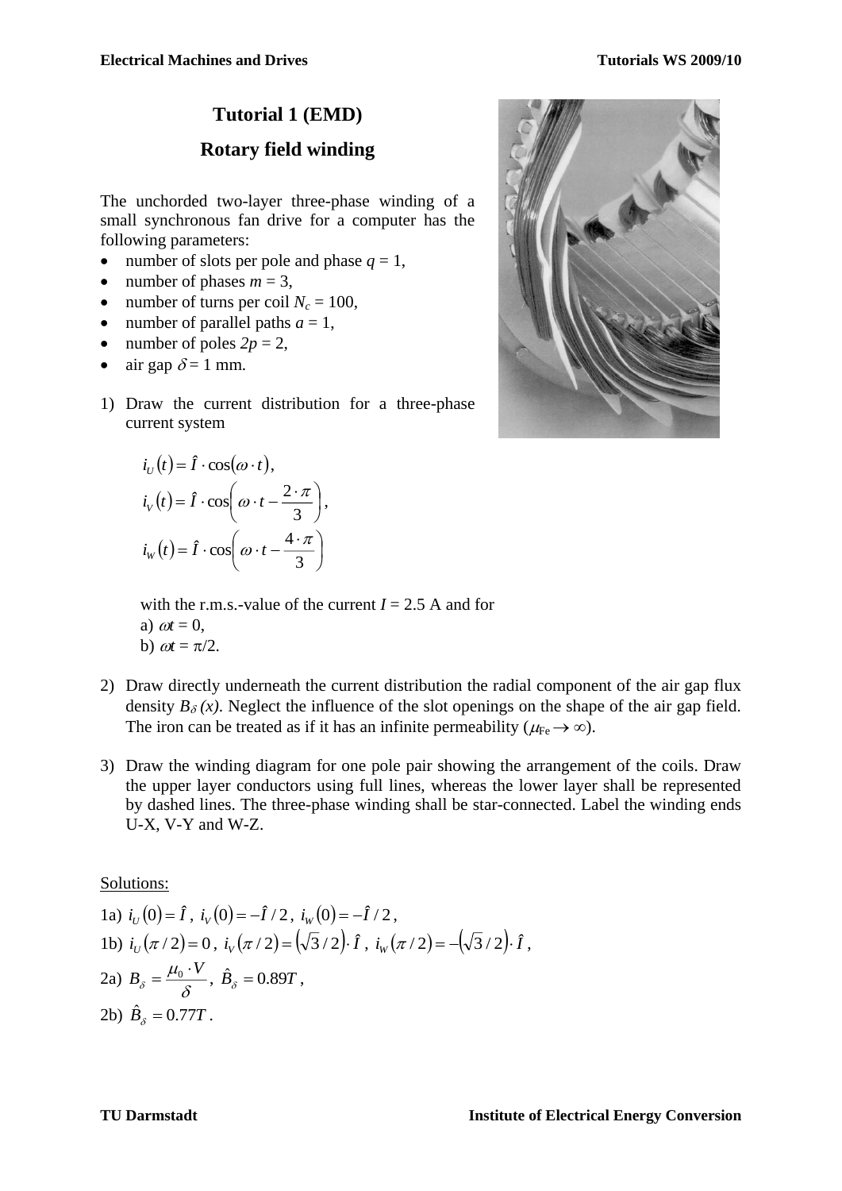# Tutorial 1 (EMD)

## Rotary field winding

The unchorded two-layer three-phase winding of a small synchronous fan drive for a computer has the following parameters:

- number of slots per pole and phase $q = 1$,
- number of phases $m = 3$,
- number of turns per coil $N_c = 100$,
- number of parallel paths $a = 1$,
- number of poles $2p = 2$,
- air gap $\delta = 1$ mm.

1) Draw the current distribution for a three-phase current system

$$i_U(t) = \hat{I} \cdot \cos(\omega \cdot t),$$
$$i_V(t) = \hat{I} \cdot \cos\left(\omega \cdot t - \frac{2 \cdot \pi}{3}\right),$$
$$i_W(t) = \hat{I} \cdot \cos\left(\omega \cdot t - \frac{4 \cdot \pi}{3}\right)$$

with the r.m.s.-value of the current $I = 2.5$ A and for
a) $\omega t = 0$,
b) $\omega t = \pi/2$.

2) Draw directly underneath the current distribution the radial component of the air gap flux density $B_\delta(x)$. Neglect the influence of the slot openings on the shape of the air gap field. The iron can be treated as if it has an infinite permeability ($\mu_{Fe} \rightarrow \infty$).

3) Draw the winding diagram for one pole pair showing the arrangement of the coils. Draw the upper layer conductors using full lines, whereas the lower layer shall be represented by dashed lines. The three-phase winding shall be star-connected. Label the winding ends U-X, V-Y and W-Z.

Solutions:

1a) $i_U(0) = \hat{I}$, $i_V(0) = -\hat{I}/2$, $i_W(0) = -\hat{I}/2$,

1b) $i_U(\pi/2) = 0$, $i_V(\pi/2) = (\sqrt{3}/2) \cdot \hat{I}$, $i_W(\pi/2) = -(\sqrt{3}/2) \cdot \hat{I}$,

2a) $B_\delta = \dfrac{\mu_0 \cdot V}{\delta}$, $\hat{B}_\delta = 0.89T$,

2b) $\hat{B}_\delta = 0.77T$.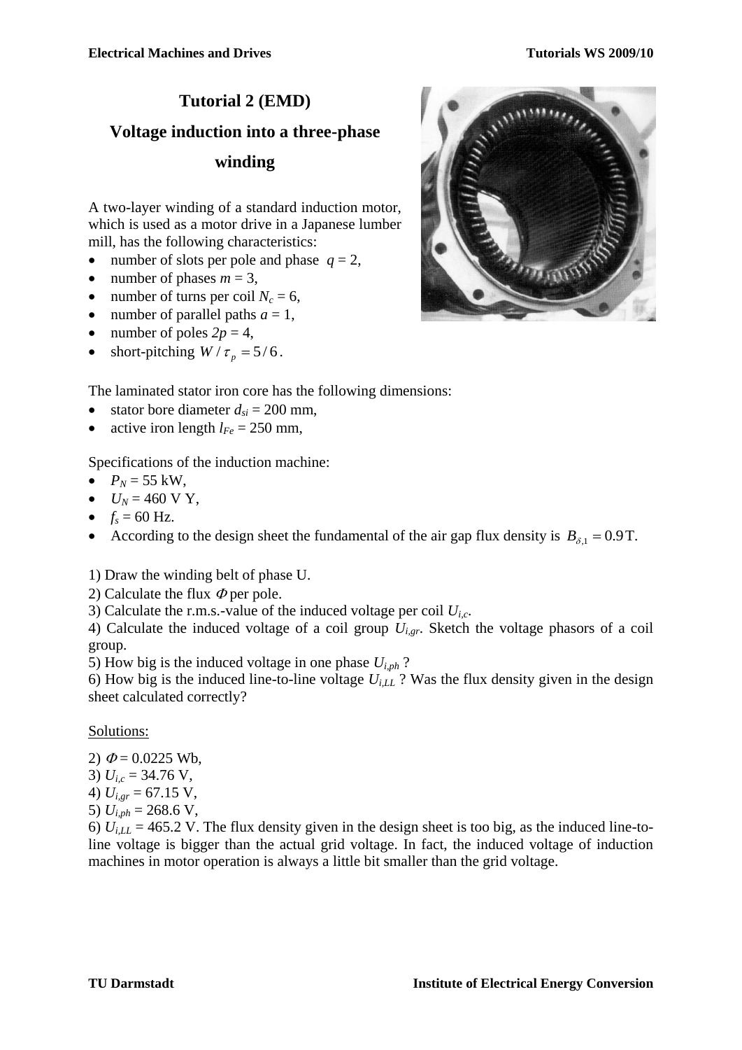# Tutorial 2 (EMD)

## Voltage induction into a three-phase winding

A two-layer winding of a standard induction motor, which is used as a motor drive in a Japanese lumber mill, has the following characteristics:

- number of slots per pole and phase $q = 2$,
- number of phases $m = 3$,
- number of turns per coil $N_c = 6$,
- number of parallel paths $a = 1$,
- number of poles $2p = 4$,
- short-pitching $W / \tau_p = 5/6$.

The laminated stator iron core has the following dimensions:

- stator bore diameter $d_{si} = 200$ mm,
- active iron length $l_{Fe} = 250$ mm,

Specifications of the induction machine:

- $P_N = 55$ kW,
- $U_N = 460$ V Y,
- $f_s = 60$ Hz.
- According to the design sheet the fundamental of the air gap flux density is $B_{\delta,1} = 0.9\,\text{T}$.

1) Draw the winding belt of phase U.

2) Calculate the flux $\Phi$ per pole.

3) Calculate the r.m.s.-value of the induced voltage per coil $U_{i,c}$.

4) Calculate the induced voltage of a coil group $U_{i,gr}$. Sketch the voltage phasors of a coil group.

5) How big is the induced voltage in one phase $U_{i,ph}$ ?

6) How big is the induced line-to-line voltage $U_{i,LL}$ ? Was the flux density given in the design sheet calculated correctly?

Solutions:

2) $\Phi = 0.0225$ Wb,

3) $U_{i,c} = 34.76$ V,

4) $U_{i,gr} = 67.15$ V,

5) $U_{i,ph} = 268.6$ V,

6) $U_{i,LL} = 465.2$ V. The flux density given in the design sheet is too big, as the induced line-to-line voltage is bigger than the actual grid voltage. In fact, the induced voltage of induction machines in motor operation is always a little bit smaller than the grid voltage.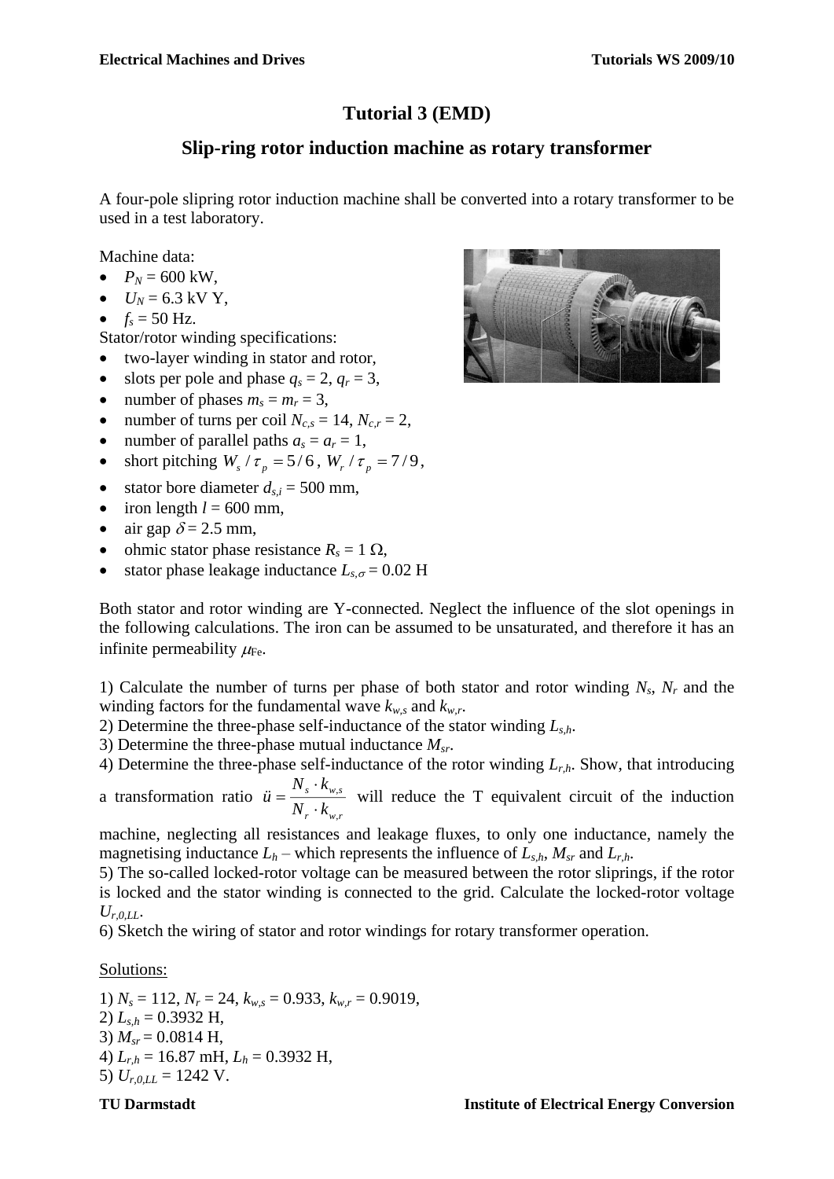# Tutorial 3 (EMD)

## Slip-ring rotor induction machine as rotary transformer

A four-pole slipring rotor induction machine shall be converted into a rotary transformer to be used in a test laboratory.

Machine data:

- $P_N = 600$ kW,
- $U_N = 6.3$ kV Y,
- $f_s = 50$ Hz.

Stator/rotor winding specifications:

- two-layer winding in stator and rotor,
- slots per pole and phase $q_s = 2$, $q_r = 3$,
- number of phases $m_s = m_r = 3$,
- number of turns per coil $N_{c,s} = 14$, $N_{c,r} = 2$,
- number of parallel paths $a_s = a_r = 1$,
- short pitching $W_s / \tau_p = 5/6$, $W_r / \tau_p = 7/9$,
- stator bore diameter $d_{s,i} = 500$ mm,
- iron length $l = 600$ mm,
- air gap $\delta = 2.5$ mm,
- ohmic stator phase resistance $R_s = 1\ \Omega$,
- stator phase leakage inductance $L_{s,\sigma} = 0.02$ H

Both stator and rotor winding are Y-connected. Neglect the influence of the slot openings in the following calculations. The iron can be assumed to be unsaturated, and therefore it has an infinite permeability $\mu_{\text{Fe}}$.

1) Calculate the number of turns per phase of both stator and rotor winding $N_s$, $N_r$ and the winding factors for the fundamental wave $k_{w,s}$ and $k_{w,r}$.

2) Determine the three-phase self-inductance of the stator winding $L_{s,h}$.

3) Determine the three-phase mutual inductance $M_{sr}$.

4) Determine the three-phase self-inductance of the rotor winding $L_{r,h}$. Show, that introducing a transformation ratio $\ddot{u} = \dfrac{N_s \cdot k_{w,s}}{N_r \cdot k_{w,r}}$ will reduce the T equivalent circuit of the induction machine, neglecting all resistances and leakage fluxes, to only one inductance, namely the magnetising inductance $L_h$ – which represents the influence of $L_{s,h}$, $M_{sr}$ and $L_{r,h}$.

5) The so-called locked-rotor voltage can be measured between the rotor sliprings, if the rotor is locked and the stator winding is connected to the grid. Calculate the locked-rotor voltage $U_{r,0,LL}$.

6) Sketch the wiring of stator and rotor windings for rotary transformer operation.

Solutions:

1) $N_s = 112$, $N_r = 24$, $k_{w,s} = 0.933$, $k_{w,r} = 0.9019$,

2) $L_{s,h} = 0.3932$ H,

3) $M_{sr} = 0.0814$ H,

4) $L_{r,h} = 16.87$ mH, $L_h = 0.3932$ H,

5) $U_{r,0,LL} = 1242$ V.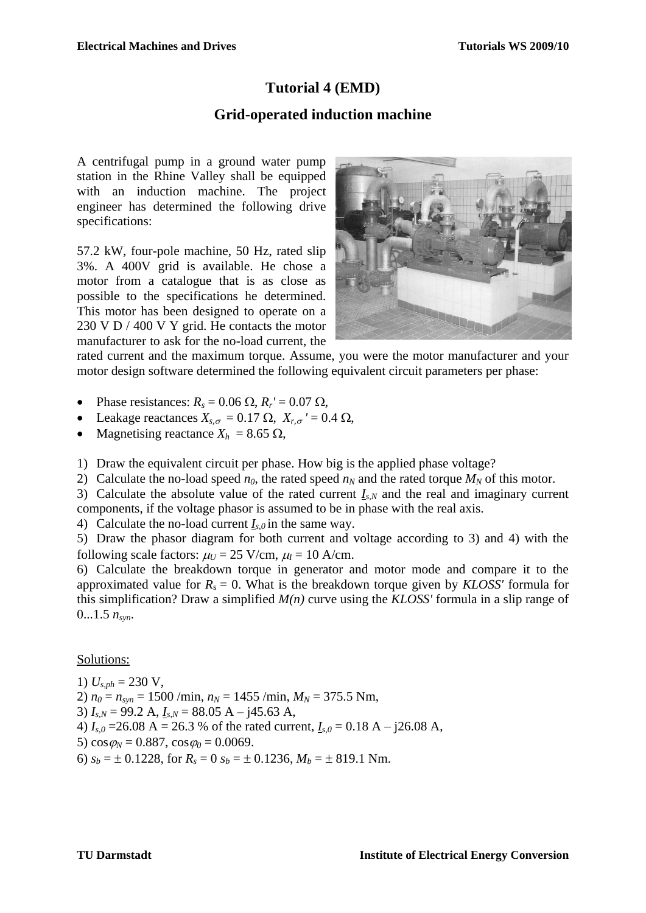# Tutorial 4 (EMD)

## Grid-operated induction machine

A centrifugal pump in a ground water pump station in the Rhine Valley shall be equipped with an induction machine. The project engineer has determined the following drive specifications:

57.2 kW, four-pole machine, 50 Hz, rated slip 3%. A 400V grid is available. He chose a motor from a catalogue that is as close as possible to the specifications he determined. This motor has been designed to operate on a 230 V D / 400 V Y grid. He contacts the motor manufacturer to ask for the no-load current, the rated current and the maximum torque. Assume, you were the motor manufacturer and your motor design software determined the following equivalent circuit parameters per phase:

- Phase resistances: $R_s = 0.06\ \Omega$, $R_r' = 0.07\ \Omega$,
- Leakage reactances $X_{s,\sigma} = 0.17\ \Omega$, $X_{r,\sigma}' = 0.4\ \Omega$,
- Magnetising reactance $X_h = 8.65\ \Omega$,

1) Draw the equivalent circuit per phase. How big is the applied phase voltage?
2) Calculate the no-load speed $n_0$, the rated speed $n_N$ and the rated torque $M_N$ of this motor.
3) Calculate the absolute value of the rated current $\underline{I}_{s,N}$ and the real and imaginary current components, if the voltage phasor is assumed to be in phase with the real axis.
4) Calculate the no-load current $\underline{I}_{s,0}$ in the same way.
5) Draw the phasor diagram for both current and voltage according to 3) and 4) with the following scale factors: $\mu_U = 25$ V/cm, $\mu_I = 10$ A/cm.
6) Calculate the breakdown torque in generator and motor mode and compare it to the approximated value for $R_s = 0$. What is the breakdown torque given by *KLOSS'* formula for this simplification? Draw a simplified $M(n)$ curve using the *KLOSS'* formula in a slip range of 0...1.5 $n_{syn}$.

Solutions:

1) $U_{s,ph} = 230$ V,
2) $n_0 = n_{syn} = 1500$ /min, $n_N = 1455$ /min, $M_N = 375.5$ Nm,
3) $I_{s,N} = 99.2$ A, $\underline{I}_{s,N} = 88.05$ A – j45.63 A,
4) $I_{s,0} = 26.08$ A = 26.3 % of the rated current, $\underline{I}_{s,0} = 0.18$ A – j26.08 A,
5) $\cos\varphi_N = 0.887$, $\cos\varphi_0 = 0.0069$.
6) $s_b = \pm\ 0.1228$, for $R_s = 0$ $s_b = \pm\ 0.1236$, $M_b = \pm\ 819.1$ Nm.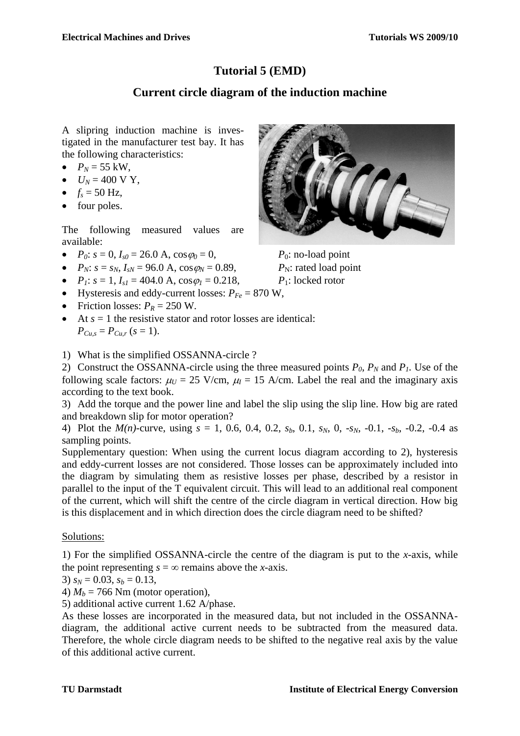# Tutorial 5 (EMD)

## Current circle diagram of the induction machine

A slipring induction machine is investigated in the manufacturer test bay. It has the following characteristics:

- $P_N = 55$ kW,
- $U_N = 400$ V Y,
- $f_s = 50$ Hz,
- four poles.

The following measured values are available:

- $P_0$: $s = 0$, $I_{s0} = 26.0$ A, $\cos\varphi_0 = 0$, $P_0$: no-load point
- $P_N$: $s = s_N$, $I_{sN} = 96.0$ A, $\cos\varphi_N = 0.89$, $P_N$: rated load point
- $P_1$: $s = 1$, $I_{s1} = 404.0$ A, $\cos\varphi_1 = 0.218$, $P_1$: locked rotor
- Hysteresis and eddy-current losses: $P_{Fe} = 870$ W,
- Friction losses: $P_R = 250$ W.
- At $s = 1$ the resistive stator and rotor losses are identical: $P_{Cu,s} = P_{Cu,r}$ ($s = 1$).

1) What is the simplified OSSANNA-circle ?

2) Construct the OSSANNA-circle using the three measured points $P_0$, $P_N$ and $P_1$. Use of the following scale factors: $\mu_U = 25$ V/cm, $\mu_I = 15$ A/cm. Label the real and the imaginary axis according to the text book.

3) Add the torque and the power line and label the slip using the slip line. How big are rated and breakdown slip for motor operation?

4) Plot the $M(n)$-curve, using $s$ = 1, 0.6, 0.4, 0.2, $s_b$, 0.1, $s_N$, 0, $-s_N$, -0.1, $-s_b$, -0.2, -0.4 as sampling points.

Supplementary question: When using the current locus diagram according to 2), hysteresis and eddy-current losses are not considered. Those losses can be approximately included into the diagram by simulating them as resistive losses per phase, described by a resistor in parallel to the input of the T equivalent circuit. This will lead to an additional real component of the current, which will shift the centre of the circle diagram in vertical direction. How big is this displacement and in which direction does the circle diagram need to be shifted?

Solutions:

1) For the simplified OSSANNA-circle the centre of the diagram is put to the $x$-axis, while the point representing $s = \infty$ remains above the $x$-axis.

3) $s_N = 0.03$, $s_b = 0.13$,

4) $M_b = 766$ Nm (motor operation),

5) additional active current 1.62 A/phase.

As these losses are incorporated in the measured data, but not included in the OSSANNA-diagram, the additional active current needs to be subtracted from the measured data. Therefore, the whole circle diagram needs to be shifted to the negative real axis by the value of this additional active current.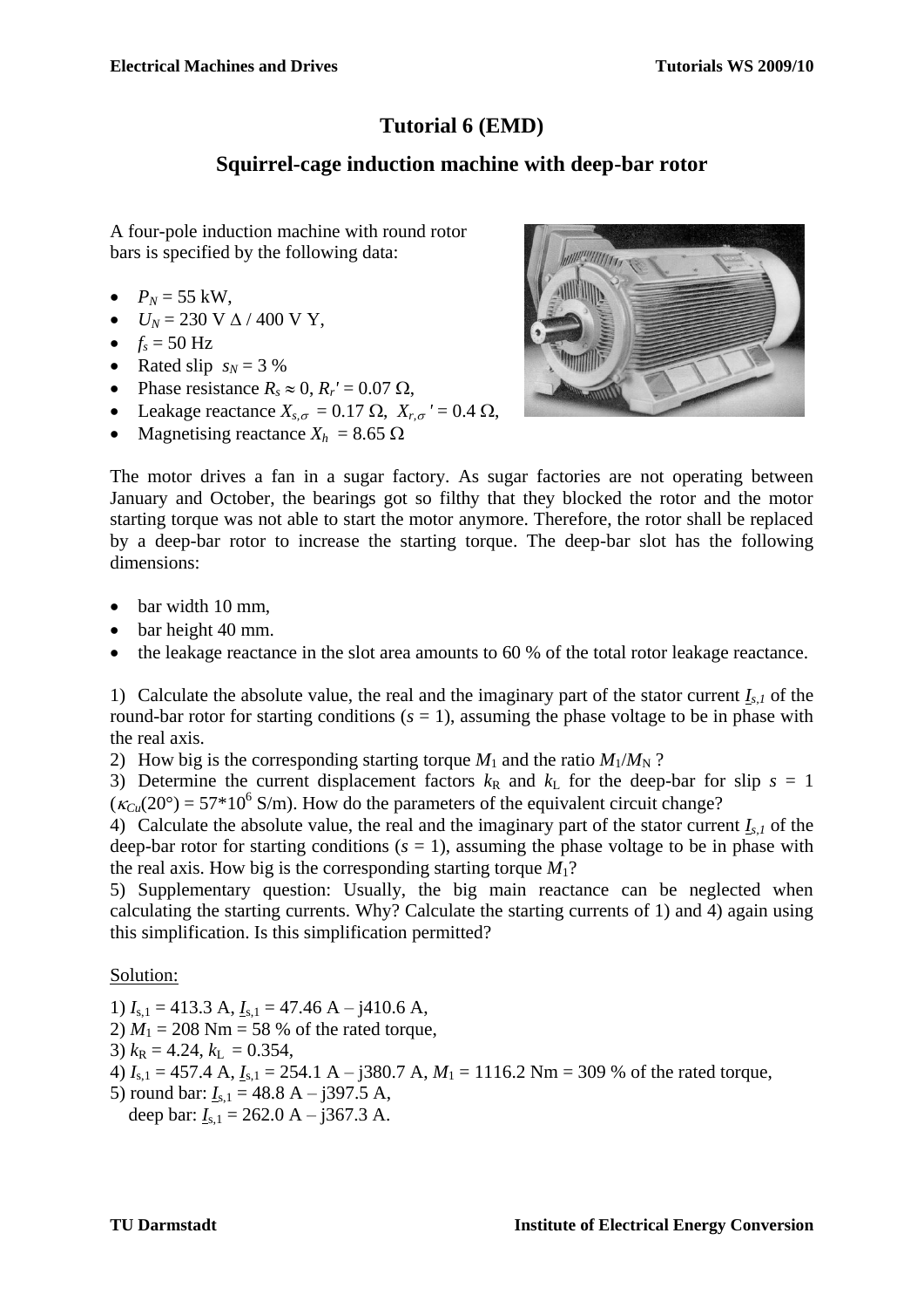# Tutorial 6 (EMD)

## Squirrel-cage induction machine with deep-bar rotor

A four-pole induction machine with round rotor bars is specified by the following data:

- $P_N$ = 55 kW,
- $U_N$ = 230 V Δ / 400 V Y,
- $f_s$ = 50 Hz
- Rated slip $s_N$ = 3 %
- Phase resistance $R_s \approx 0$, $R_r'$ = 0.07 Ω,
- Leakage reactance $X_{s,\sigma}$ = 0.17 Ω, $X_{r,\sigma}'$ = 0.4 Ω,
- Magnetising reactance $X_h$ = 8.65 Ω

The motor drives a fan in a sugar factory. As sugar factories are not operating between January and October, the bearings got so filthy that they blocked the rotor and the motor starting torque was not able to start the motor anymore. Therefore, the rotor shall be replaced by a deep-bar rotor to increase the starting torque. The deep-bar slot has the following dimensions:

- bar width 10 mm,
- bar height 40 mm.
- the leakage reactance in the slot area amounts to 60 % of the total rotor leakage reactance.

1) Calculate the absolute value, the real and the imaginary part of the stator current $\underline{I}_{s,1}$ of the round-bar rotor for starting conditions ($s$ = 1), assuming the phase voltage to be in phase with the real axis.
2) How big is the corresponding starting torque $M_1$ and the ratio $M_1/M_N$ ?
3) Determine the current displacement factors $k_R$ and $k_L$ for the deep-bar for slip $s$ = 1 ($\kappa_{Cu}(20°) = 57 \cdot 10^6$ S/m). How do the parameters of the equivalent circuit change?
4) Calculate the absolute value, the real and the imaginary part of the stator current $\underline{I}_{s,1}$ of the deep-bar rotor for starting conditions ($s$ = 1), assuming the phase voltage to be in phase with the real axis. How big is the corresponding starting torque $M_1$?
5) Supplementary question: Usually, the big main reactance can be neglected when calculating the starting currents. Why? Calculate the starting currents of 1) and 4) again using this simplification. Is this simplification permitted?

<u>Solution:</u>

1) $I_{s,1}$ = 413.3 A, $\underline{I}_{s,1}$ = 47.46 A – j410.6 A,
2) $M_1$ = 208 Nm = 58 % of the rated torque,
3) $k_R$ = 4.24, $k_L$ = 0.354,
4) $I_{s,1}$ = 457.4 A, $\underline{I}_{s,1}$ = 254.1 A – j380.7 A, $M_1$ = 1116.2 Nm = 309 % of the rated torque,
5) round bar: $\underline{I}_{s,1}$ = 48.8 A – j397.5 A,
   deep bar: $\underline{I}_{s,1}$ = 262.0 A – j367.3 A.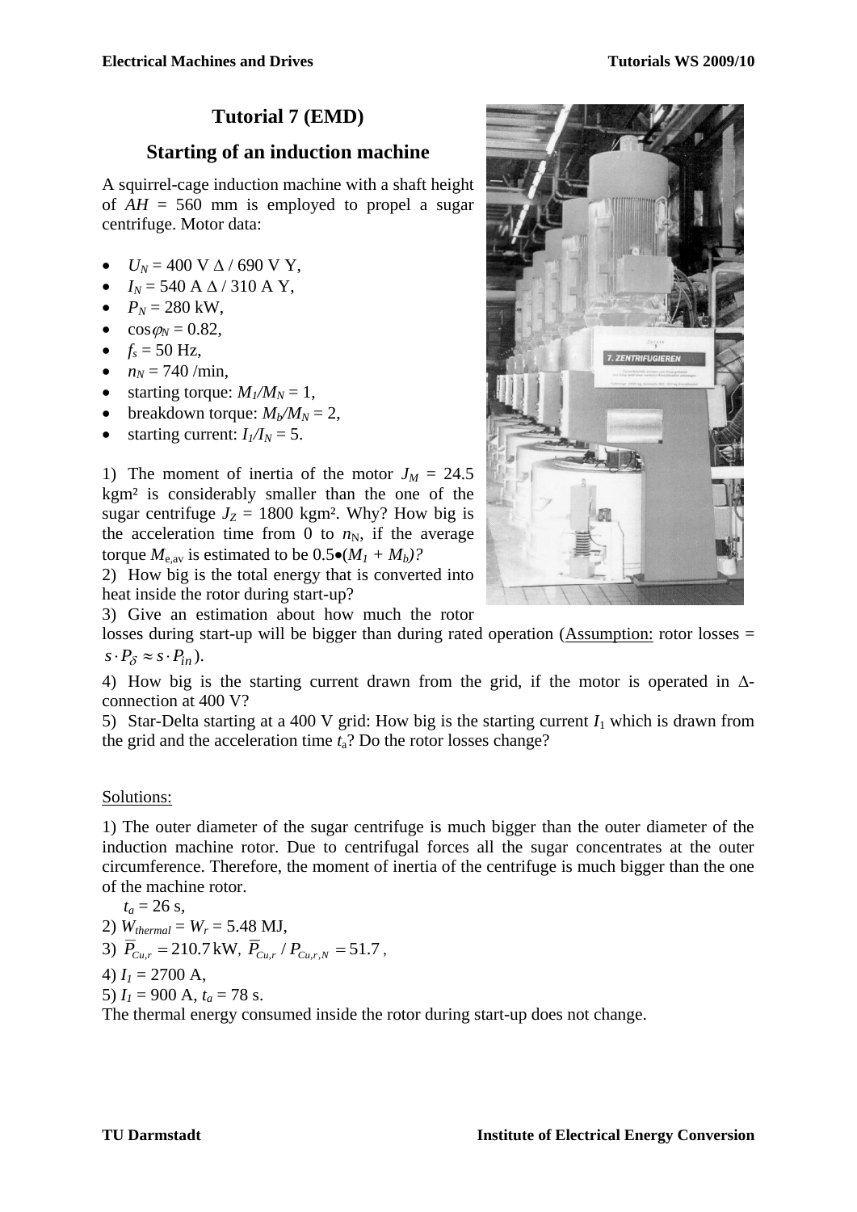# Tutorial 7 (EMD)

## Starting of an induction machine

A squirrel-cage induction machine with a shaft height of $AH$ = 560 mm is employed to propel a sugar centrifuge. Motor data:

- $U_N$ = 400 V Δ / 690 V Y,
- $I_N$ = 540 A Δ / 310 A Y,
- $P_N$ = 280 kW,
- $\cos\varphi_N$ = 0.82,
- $f_s$ = 50 Hz,
- $n_N$ = 740 /min,
- starting torque: $M_1/M_N = 1$,
- breakdown torque: $M_b/M_N = 2$,
- starting current: $I_1/I_N = 5$.

1) The moment of inertia of the motor $J_M$ = 24.5 kgm² is considerably smaller than the one of the sugar centrifuge $J_Z$ = 1800 kgm². Why? How big is the acceleration time from 0 to $n_N$, if the average torque $M_{e,av}$ is estimated to be $0.5\bullet(M_1 + M_b)$?

2) How big is the total energy that is converted into heat inside the rotor during start-up?

3) Give an estimation about how much the rotor losses during start-up will be bigger than during rated operation (Assumption: rotor losses = $s \cdot P_\delta \approx s \cdot P_{in}$).

4) How big is the starting current drawn from the grid, if the motor is operated in Δ-connection at 400 V?

5) Star-Delta starting at a 400 V grid: How big is the starting current $I_1$ which is drawn from the grid and the acceleration time $t_a$? Do the rotor losses change?

Solutions:

1) The outer diameter of the sugar centrifuge is much bigger than the outer diameter of the induction machine rotor. Due to centrifugal forces all the sugar concentrates at the outer circumference. Therefore, the moment of inertia of the centrifuge is much bigger than the one of the machine rotor.

$t_a$ = 26 s,

2) $W_{thermal} = W_r$ = 5.48 MJ,

3) $\overline{P}_{Cu,r} = 210.7\,\text{kW}$, $\overline{P}_{Cu,r} / P_{Cu,r,N} = 51.7$,

4) $I_1$ = 2700 A,

5) $I_1$ = 900 A, $t_a$ = 78 s.

The thermal energy consumed inside the rotor during start-up does not change.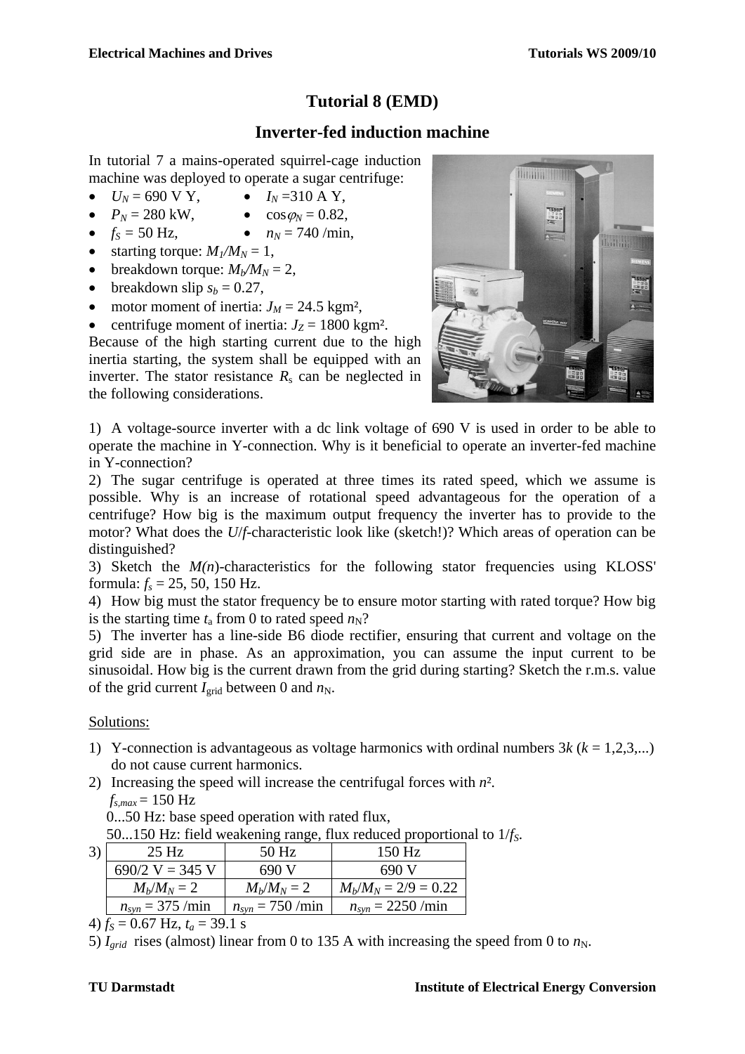# Tutorial 8 (EMD)

## Inverter-fed induction machine

In tutorial 7 a mains-operated squirrel-cage induction machine was deployed to operate a sugar centrifuge:

- $U_N$ = 690 V Y,
- $I_N$ =310 A Y,
- $P_N$ = 280 kW,
- $\cos\varphi_N$ = 0.82,
- $f_S$ = 50 Hz,
- $n_N$ = 740 /min,
- starting torque: $M_1/M_N = 1$,
- breakdown torque: $M_b/M_N = 2$,
- breakdown slip $s_b = 0.27$,
- motor moment of inertia: $J_M$ = 24.5 kgm²,
- centrifuge moment of inertia: $J_Z$ = 1800 kgm².

Because of the high starting current due to the high inertia starting, the system shall be equipped with an inverter. The stator resistance $R_s$ can be neglected in the following considerations.

1) A voltage-source inverter with a dc link voltage of 690 V is used in order to be able to operate the machine in Y-connection. Why is it beneficial to operate an inverter-fed machine in Y-connection?

2) The sugar centrifuge is operated at three times its rated speed, which we assume is possible. Why is an increase of rotational speed advantageous for the operation of a centrifuge? How big is the maximum output frequency the inverter has to provide to the motor? What does the $U/f$-characteristic look like (sketch!)? Which areas of operation can be distinguished?

3) Sketch the $M(n)$-characteristics for the following stator frequencies using KLOSS' formula: $f_s$ = 25, 50, 150 Hz.

4) How big must the stator frequency be to ensure motor starting with rated torque? How big is the starting time $t_a$ from 0 to rated speed $n_N$?

5) The inverter has a line-side B6 diode rectifier, ensuring that current and voltage on the grid side are in phase. As an approximation, you can assume the input current to be sinusoidal. How big is the current drawn from the grid during starting? Sketch the r.m.s. value of the grid current $I_{grid}$ between 0 and $n_N$.

Solutions:

1) Y-connection is advantageous as voltage harmonics with ordinal numbers $3k$ ($k$ = 1,2,3,...) do not cause current harmonics.
2) Increasing the speed will increase the centrifugal forces with $n^2$.
   $f_{s,max}$ = 150 Hz
   0...50 Hz: base speed operation with rated flux,
   50...150 Hz: field weakening range, flux reduced proportional to $1/f_S$.
3)

| 25 Hz | 50 Hz | 150 Hz |
|---|---|---|
| 690/2 V = 345 V | 690 V | 690 V |
| $M_b/M_N = 2$ | $M_b/M_N = 2$ | $M_b/M_N = 2/9 = 0.22$ |
| $n_{syn}$ = 375 /min | $n_{syn}$ = 750 /min | $n_{syn}$ = 2250 /min |

4) $f_S$ = 0.67 Hz, $t_a$ = 39.1 s

5) $I_{grid}$ rises (almost) linear from 0 to 135 A with increasing the speed from 0 to $n_N$.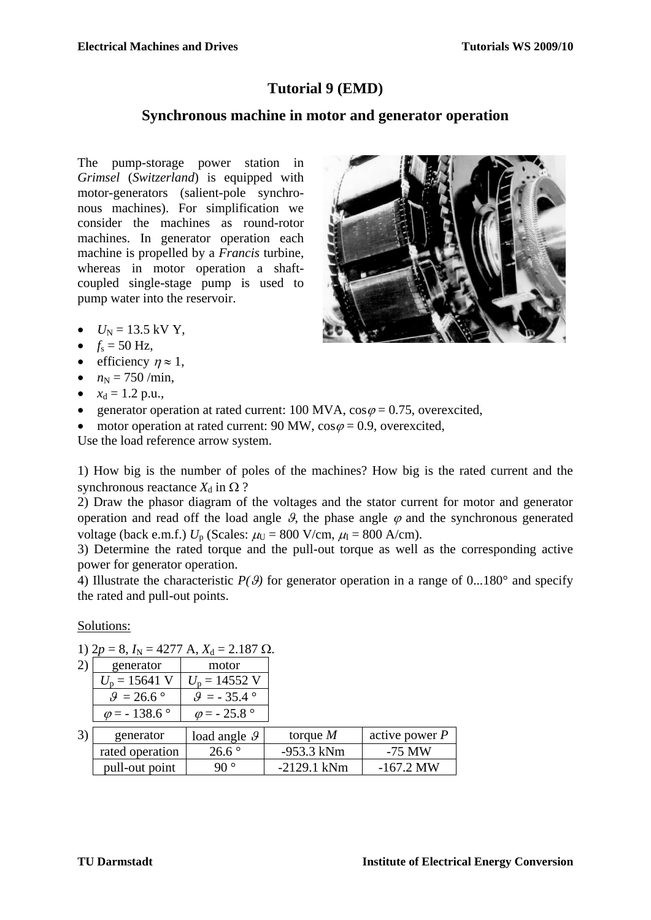# Tutorial 9 (EMD)

## Synchronous machine in motor and generator operation

The pump-storage power station in *Grimsel* (*Switzerland*) is equipped with motor-generators (salient-pole synchronous machines). For simplification we consider the machines as round-rotor machines. In generator operation each machine is propelled by a *Francis* turbine, whereas in motor operation a shaft-coupled single-stage pump is used to pump water into the reservoir.

- $U_N$ = 13.5 kV Y,
- $f_s$ = 50 Hz,
- efficiency $\eta \approx 1$,
- $n_N$ = 750 /min,
- $x_d$ = 1.2 p.u.,
- generator operation at rated current: 100 MVA, $\cos\varphi$ = 0.75, overexcited,
- motor operation at rated current: 90 MW, $\cos\varphi$ = 0.9, overexcited,

Use the load reference arrow system.

1) How big is the number of poles of the machines? How big is the rated current and the synchronous reactance $X_d$ in Ω ?

2) Draw the phasor diagram of the voltages and the stator current for motor and generator operation and read off the load angle $\vartheta$, the phase angle $\varphi$ and the synchronous generated voltage (back e.m.f.) $U_p$ (Scales: $\mu_U$ = 800 V/cm, $\mu_I$ = 800 A/cm).

3) Determine the rated torque and the pull-out torque as well as the corresponding active power for generator operation.

4) Illustrate the characteristic $P(\vartheta)$ for generator operation in a range of 0...180° and specify the rated and pull-out points.

Solutions:

1) $2p = 8$, $I_N$ = 4277 A, $X_d$ = 2.187 Ω.

2)

| generator | motor |
|---|---|
| $U_p$ = 15641 V | $U_p$ = 14552 V |
| $\vartheta$ = 26.6 ° | $\vartheta$ = - 35.4 ° |
| $\varphi$ = - 138.6 ° | $\varphi$ = - 25.8 ° |

3)

| generator | load angle $\vartheta$ | torque $M$ | active power $P$ |
|---|---|---|---|
| rated operation | 26.6 ° | -953.3 kNm | -75 MW |
| pull-out point | 90 ° | -2129.1 kNm | -167.2 MW |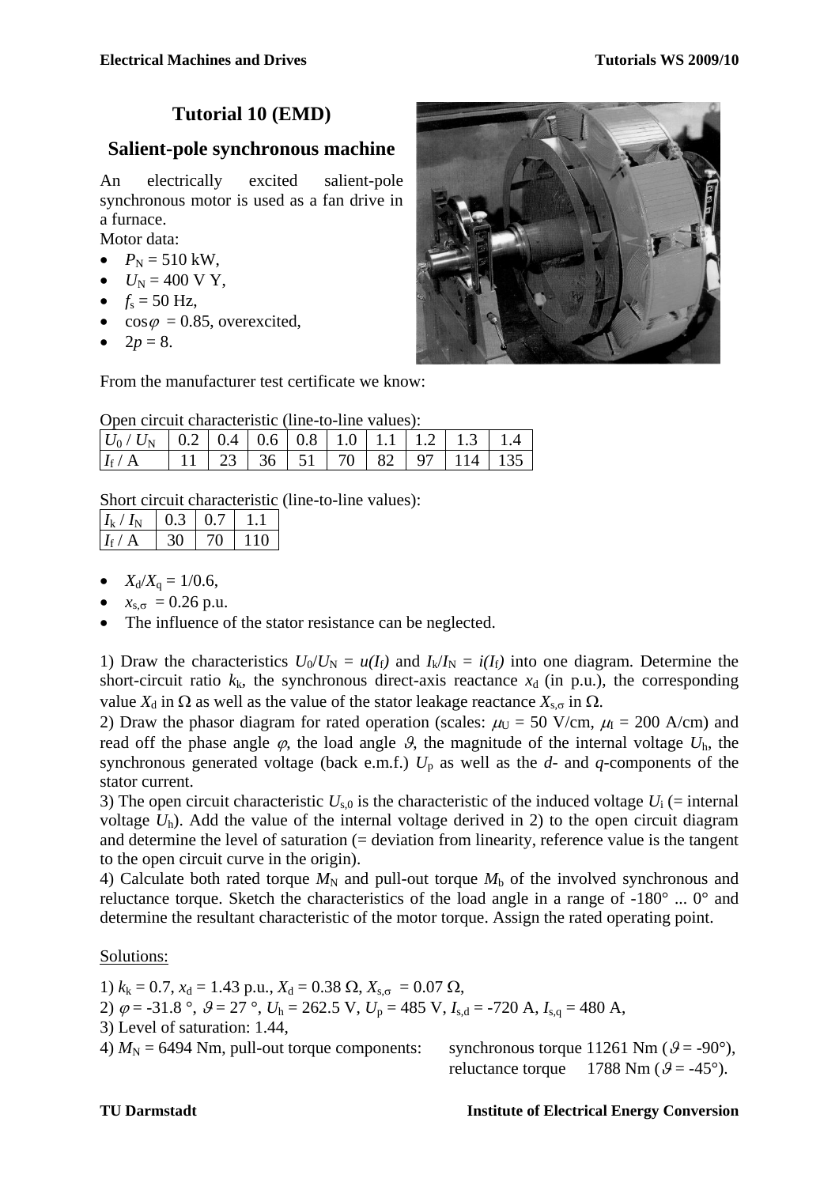# Tutorial 10 (EMD)

## Salient-pole synchronous machine

An electrically excited salient-pole synchronous motor is used as a fan drive in a furnace.

Motor data:

- $P_N$ = 510 kW,
- $U_N$ = 400 V Y,
- $f_s$ = 50 Hz,
- $\cos\varphi$ = 0.85, overexcited,
- $2p$ = 8.

From the manufacturer test certificate we know:

Open circuit characteristic (line-to-line values):

| $U_0$ / $U_N$ | 0.2 | 0.4 | 0.6 | 0.8 | 1.0 | 1.1 | 1.2 | 1.3 | 1.4 |
|---|---|---|---|---|---|---|---|---|---|
| $I_f$ / A | 11 | 23 | 36 | 51 | 70 | 82 | 97 | 114 | 135 |

Short circuit characteristic (line-to-line values):

| $I_k$ / $I_N$ | 0.3 | 0.7 | 1.1 |
|---|---|---|---|
| $I_f$ / A | 30 | 70 | 110 |

- $X_d/X_q$ = 1/0.6,
- $x_{s,\sigma}$ = 0.26 p.u.
- The influence of the stator resistance can be neglected.

1) Draw the characteristics $U_0/U_N = u(I_f)$ and $I_k/I_N = i(I_f)$ into one diagram. Determine the short-circuit ratio $k_k$, the synchronous direct-axis reactance $x_d$ (in p.u.), the corresponding value $X_d$ in Ω as well as the value of the stator leakage reactance $X_{s,\sigma}$ in Ω.

2) Draw the phasor diagram for rated operation (scales: $\mu_U$ = 50 V/cm, $\mu_I$ = 200 A/cm) and read off the phase angle $\varphi$, the load angle $\vartheta$, the magnitude of the internal voltage $U_h$, the synchronous generated voltage (back e.m.f.) $U_p$ as well as the *d*- and *q*-components of the stator current.

3) The open circuit characteristic $U_{s,0}$ is the characteristic of the induced voltage $U_i$ (= internal voltage $U_h$). Add the value of the internal voltage derived in 2) to the open circuit diagram and determine the level of saturation (= deviation from linearity, reference value is the tangent to the open circuit curve in the origin).

4) Calculate both rated torque $M_N$ and pull-out torque $M_b$ of the involved synchronous and reluctance torque. Sketch the characteristics of the load angle in a range of -180° ... 0° and determine the resultant characteristic of the motor torque. Assign the rated operating point.

Solutions:

1) $k_k$ = 0.7, $x_d$ = 1.43 p.u., $X_d$ = 0.38 Ω, $X_{s,\sigma}$ = 0.07 Ω,

2) $\varphi$ = -31.8 °, $\vartheta$ = 27 °, $U_h$ = 262.5 V, $U_p$ = 485 V, $I_{s,d}$ = -720 A, $I_{s,q}$ = 480 A,

3) Level of saturation: 1.44,

4) $M_N$ = 6494 Nm, pull-out torque components: synchronous torque 11261 Nm ($\vartheta$ = -90°), reluctance torque 1788 Nm ($\vartheta$ = -45°).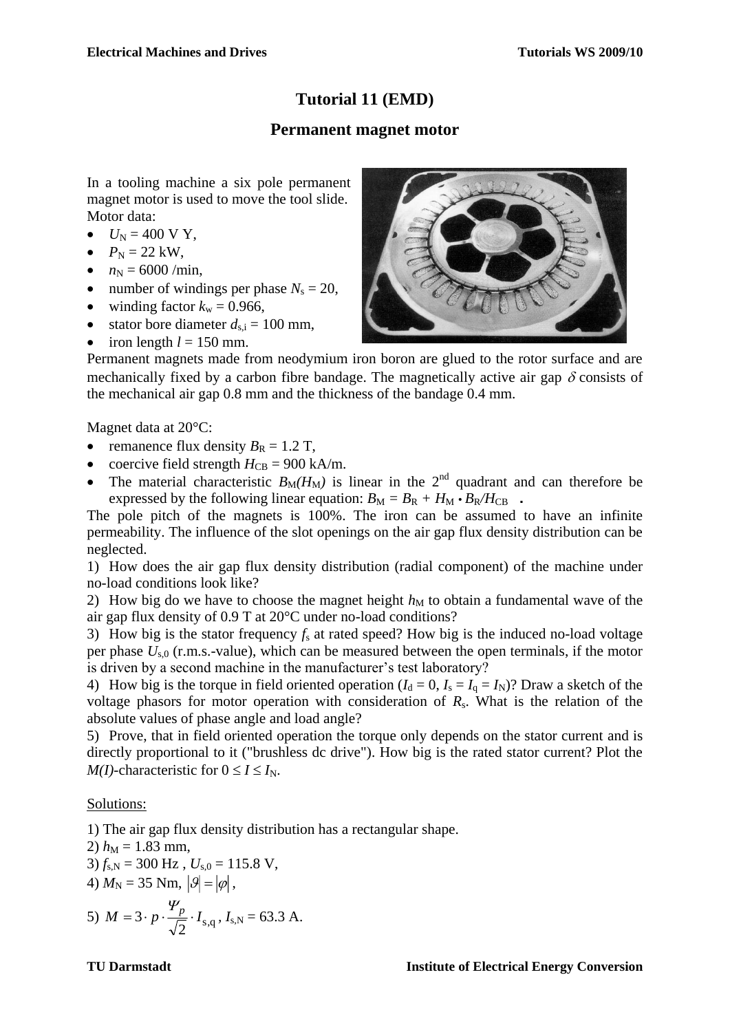# Tutorial 11 (EMD)

## Permanent magnet motor

In a tooling machine a six pole permanent magnet motor is used to move the tool slide. Motor data:

- $U_N = 400$ V Y,
- $P_N = 22$ kW,
- $n_N = 6000$ /min,
- number of windings per phase $N_s = 20$,
- winding factor $k_w = 0.966$,
- stator bore diameter $d_{s,i} = 100$ mm,
- iron length $l = 150$ mm.

Permanent magnets made from neodymium iron boron are glued to the rotor surface and are mechanically fixed by a carbon fibre bandage. The magnetically active air gap $\delta$ consists of the mechanical air gap 0.8 mm and the thickness of the bandage 0.4 mm.

Magnet data at 20°C:

- remanence flux density $B_R = 1.2$ T,
- coercive field strength $H_{CB} = 900$ kA/m.
- The material characteristic $B_M(H_M)$ is linear in the 2nd quadrant and can therefore be expressed by the following linear equation: $B_M = B_R + H_M \cdot B_R/H_{CB}$ .

The pole pitch of the magnets is 100%. The iron can be assumed to have an infinite permeability. The influence of the slot openings on the air gap flux density distribution can be neglected.

1) How does the air gap flux density distribution (radial component) of the machine under no-load conditions look like?

2) How big do we have to choose the magnet height $h_M$ to obtain a fundamental wave of the air gap flux density of 0.9 T at 20°C under no-load conditions?

3) How big is the stator frequency $f_s$ at rated speed? How big is the induced no-load voltage per phase $U_{s,0}$ (r.m.s.-value), which can be measured between the open terminals, if the motor is driven by a second machine in the manufacturer's test laboratory?

4) How big is the torque in field oriented operation ($I_d = 0$, $I_s = I_q = I_N$)? Draw a sketch of the voltage phasors for motor operation with consideration of $R_s$. What is the relation of the absolute values of phase angle and load angle?

5) Prove, that in field oriented operation the torque only depends on the stator current and is directly proportional to it ("brushless dc drive"). How big is the rated stator current? Plot the $M(I)$-characteristic for $0 \leq I \leq I_N$.

Solutions:

1) The air gap flux density distribution has a rectangular shape.

2) $h_M = 1.83$ mm,

3) $f_{s,N} = 300$ Hz , $U_{s,0} = 115.8$ V,

4) $M_N = 35$ Nm, $|\vartheta| = |\varphi|$,

5) $M = 3 \cdot p \cdot \dfrac{\Psi_p}{\sqrt{2}} \cdot I_{s,q}$ , $I_{s,N} = 63.3$ A.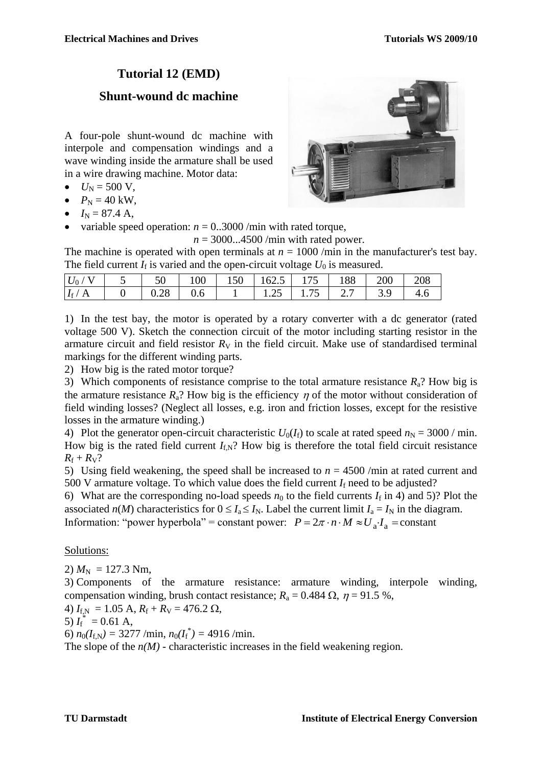# Tutorial 12 (EMD)

## Shunt-wound dc machine

A four-pole shunt-wound dc machine with interpole and compensation windings and a wave winding inside the armature shall be used in a wire drawing machine. Motor data:

- $U_N$ = 500 V,
- $P_N$ = 40 kW,
- $I_N$ = 87.4 A,
- variable speed operation: $n$ = 0..3000 /min with rated torque,
  $n$ = 3000...4500 /min with rated power.

The machine is operated with open terminals at $n$ = 1000 /min in the manufacturer's test bay. The field current $I_f$ is varied and the open-circuit voltage $U_0$ is measured.

| $U_0$ / V | 5 | 50 | 100 | 150 | 162.5 | 175 | 188 | 200 | 208 |
|---|---|---|---|---|---|---|---|---|---|
| $I_f$ / A | 0 | 0.28 | 0.6 | 1 | 1.25 | 1.75 | 2.7 | 3.9 | 4.6 |

1) In the test bay, the motor is operated by a rotary converter with a dc generator (rated voltage 500 V). Sketch the connection circuit of the motor including starting resistor in the armature circuit and field resistor $R_V$ in the field circuit. Make use of standardised terminal markings for the different winding parts.

2) How big is the rated motor torque?

3) Which components of resistance comprise to the total armature resistance $R_a$? How big is the armature resistance $R_a$? How big is the efficiency $\eta$ of the motor without consideration of field winding losses? (Neglect all losses, e.g. iron and friction losses, except for the resistive losses in the armature winding.)

4) Plot the generator open-circuit characteristic $U_0(I_f)$ to scale at rated speed $n_N$ = 3000 / min. How big is the rated field current $I_{f,N}$? How big is therefore the total field circuit resistance $R_f + R_V$?

5) Using field weakening, the speed shall be increased to $n$ = 4500 /min at rated current and 500 V armature voltage. To which value does the field current $I_f$ need to be adjusted?

6) What are the corresponding no-load speeds $n_0$ to the field currents $I_f$ in 4) and 5)? Plot the associated $n(M)$ characteristics for $0 \le I_a \le I_N$. Label the current limit $I_a = I_N$ in the diagram.

Information: "power hyperbola" = constant power: $P = 2\pi \cdot n \cdot M \approx U_a \cdot I_a = \text{constant}$

Solutions:

2) $M_N$ = 127.3 Nm,

3) Components of the armature resistance: armature winding, interpole winding, compensation winding, brush contact resistance; $R_a$ = 0.484 Ω, $\eta$ = 91.5 %,

4) $I_{f,N}$ = 1.05 A, $R_f + R_V$ = 476.2 Ω,

5) $I_f^*$ = 0.61 A,

6) $n_0(I_{f,N})$ = 3277 /min, $n_0(I_f^*)$ = 4916 /min.

The slope of the $n(M)$ - characteristic increases in the field weakening region.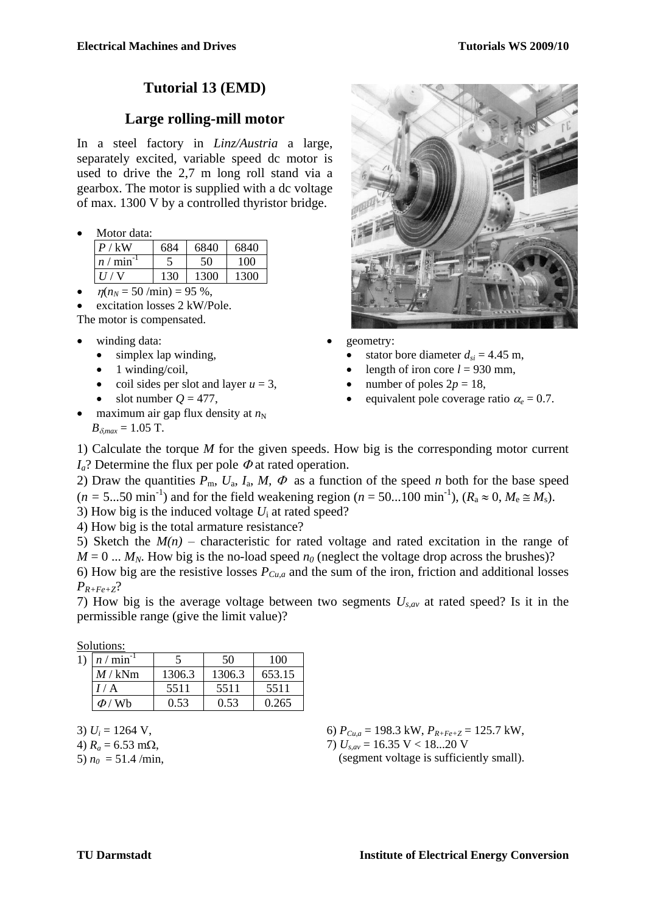# Tutorial 13 (EMD)

## Large rolling-mill motor

In a steel factory in *Linz/Austria* a large, separately excited, variable speed dc motor is used to drive the 2,7 m long roll stand via a gearbox. The motor is supplied with a dc voltage of max. 1300 V by a controlled thyristor bridge.

- Motor data:

| $P$ / kW | 684 | 6840 | 6840 |
|---|---|---|---|
| $n$ / min$^{-1}$ | 5 | 50 | 100 |
| $U$ / V | 130 | 1300 | 1300 |

- $\eta(n_N = 50\text{ /min}) = 95\ \%$,
- excitation losses 2 kW/Pole.

The motor is compensated.

- winding data:
  - simplex lap winding,
  - 1 winding/coil,
  - coil sides per slot and layer $u = 3$,
  - slot number $Q = 477$,
- maximum air gap flux density at $n_N$ $B_{\delta,max} = 1.05$ T.
- geometry:
  - stator bore diameter $d_{si} = 4.45$ m,
  - length of iron core $l = 930$ mm,
  - number of poles $2p = 18$,
  - equivalent pole coverage ratio $\alpha_e = 0.7$.

1) Calculate the torque $M$ for the given speeds. How big is the corresponding motor current $I_a$? Determine the flux per pole $\Phi$ at rated operation.

2) Draw the quantities $P_m$, $U_a$, $I_a$, $M$, $\Phi$ as a function of the speed $n$ both for the base speed ($n = 5...50$ min$^{-1}$) and for the field weakening region ($n = 50...100$ min$^{-1}$), ($R_a \approx 0$, $M_e \cong M_s$).

3) How big is the induced voltage $U_i$ at rated speed?

4) How big is the total armature resistance?

5) Sketch the $M(n)$ – characteristic for rated voltage and rated excitation in the range of $M = 0 ... M_N$. How big is the no-load speed $n_0$ (neglect the voltage drop across the brushes)?

6) How big are the resistive losses $P_{Cu,a}$ and the sum of the iron, friction and additional losses $P_{R+Fe+Z}$?

7) How big is the average voltage between two segments $U_{s,av}$ at rated speed? Is it in the permissible range (give the limit value)?

Solutions:

1)

| $n$ / min$^{-1}$ | 5 | 50 | 100 |
|---|---|---|---|
| $M$ / kNm | 1306.3 | 1306.3 | 653.15 |
| $I$ / A | 5511 | 5511 | 5511 |
| $\Phi$ / Wb | 0.53 | 0.53 | 0.265 |

3) $U_i = 1264$ V,

4) $R_a = 6.53$ mΩ,

5) $n_0 = 51.4$ /min,

6) $P_{Cu,a} = 198.3$ kW, $P_{R+Fe+Z} = 125.7$ kW,

7) $U_{s,av} = 16.35$ V < 18...20 V (segment voltage is sufficiently small).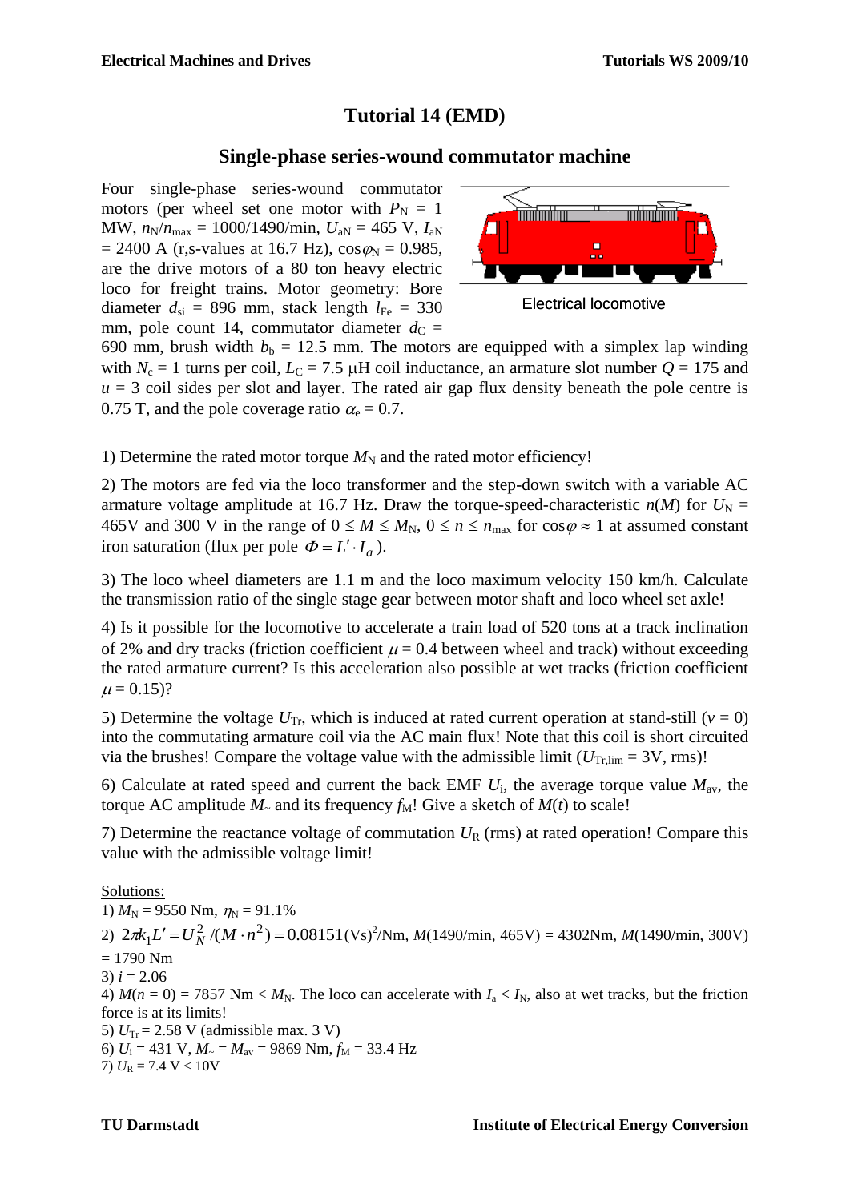# Tutorial 14 (EMD)

## Single-phase series-wound commutator machine

Four single-phase series-wound commutator motors (per wheel set one motor with $P_N$ = 1 MW, $n_N/n_{max}$ = 1000/1490/min, $U_{aN}$ = 465 V, $I_{aN}$ = 2400 A (r,s-values at 16.7 Hz), $\cos\varphi_N$ = 0.985, are the drive motors of a 80 ton heavy electric loco for freight trains. Motor geometry: Bore diameter $d_{si}$ = 896 mm, stack length $l_{Fe}$ = 330 mm, pole count 14, commutator diameter $d_C$ = 690 mm, brush width $b_b$ = 12.5 mm. The motors are equipped with a simplex lap winding with $N_c$ = 1 turns per coil, $L_C$ = 7.5 μH coil inductance, an armature slot number $Q$ = 175 and $u$ = 3 coil sides per slot and layer. The rated air gap flux density beneath the pole centre is 0.75 T, and the pole coverage ratio $\alpha_e$ = 0.7.

Electrical locomotive

1) Determine the rated motor torque $M_N$ and the rated motor efficiency!

2) The motors are fed via the loco transformer and the step-down switch with a variable AC armature voltage amplitude at 16.7 Hz. Draw the torque-speed-characteristic $n(M)$ for $U_N$ = 465V and 300 V in the range of $0 \le M \le M_N$, $0 \le n \le n_{max}$ for $\cos\varphi \approx 1$ at assumed constant iron saturation (flux per pole $\Phi = L' \cdot I_a$).

3) The loco wheel diameters are 1.1 m and the loco maximum velocity 150 km/h. Calculate the transmission ratio of the single stage gear between motor shaft and loco wheel set axle!

4) Is it possible for the locomotive to accelerate a train load of 520 tons at a track inclination of 2% and dry tracks (friction coefficient $\mu$ = 0.4 between wheel and track) without exceeding the rated armature current? Is this acceleration also possible at wet tracks (friction coefficient $\mu$ = 0.15)?

5) Determine the voltage $U_{Tr}$, which is induced at rated current operation at stand-still ($v$ = 0) into the commutating armature coil via the AC main flux! Note that this coil is short circuited via the brushes! Compare the voltage value with the admissible limit ($U_{Tr,lim}$ = 3V, rms)!

6) Calculate at rated speed and current the back EMF $U_i$, the average torque value $M_{av}$, the torque AC amplitude $M_{\sim}$ and its frequency $f_M$! Give a sketch of $M(t)$ to scale!

7) Determine the reactance voltage of commutation $U_R$ (rms) at rated operation! Compare this value with the admissible voltage limit!

Solutions:

1) $M_N$ = 9550 Nm, $\eta_N$ = 91.1%

2) $2\pi k_1 L' = U_N^2 / (M \cdot n^2) = 0.08151\,(\text{Vs})^2/\text{Nm}$, $M$(1490/min, 465V) = 4302Nm, $M$(1490/min, 300V) = 1790 Nm

3) $i$ = 2.06

4) $M(n = 0)$ = 7857 Nm < $M_N$. The loco can accelerate with $I_a < I_N$, also at wet tracks, but the friction force is at its limits!

5) $U_{Tr}$ = 2.58 V (admissible max. 3 V)

6) $U_i$ = 431 V, $M_{\sim} = M_{av}$ = 9869 Nm, $f_M$ = 33.4 Hz

7) $U_R$ = 7.4 V < 10V